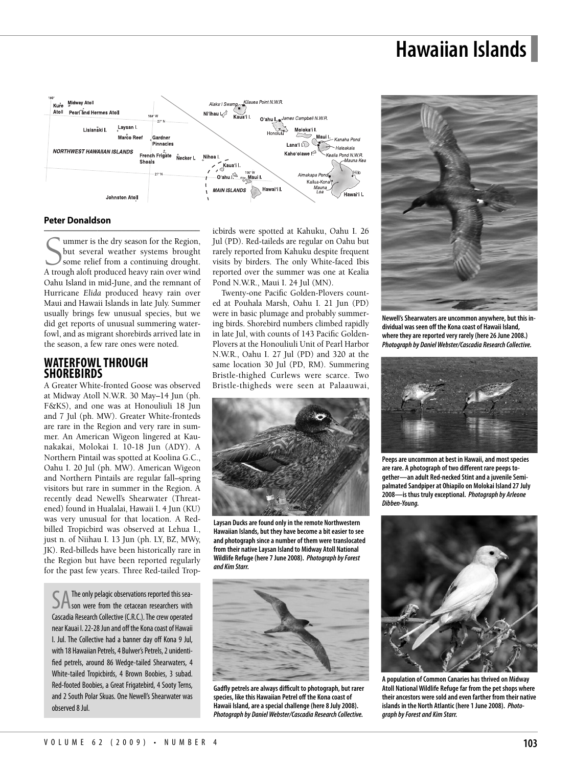# Hawaiian Islands

**Peter Donaldson**

Summer is the dry season for the Region, but several weather systems brought some relief from a continuing drought. A trough aloft produced heavy rain over wind Oahu Island in mid-June, and the remnant of Hurricane *Elida* produced heavy rain over Maui and Hawaii Islands in late July. Summer usually brings few unusual species, but we did get reports of unusual summering waterfowl, and as migrant shorebirds arrived late in the season, a few rare ones were noted.

## WATERFOWL THROUGH SHOREBIRDS

A Greater White-fronted Goose was observed at Midway Atoll N.W.R. 30 May–14 Jun (ph. F&KS), and one was at Honouliuli 18 Jun and 7 Jul (ph. MW). Greater White-fronteds are rare in the Region and very rare in summer. An American Wigeon lingered at Kaunakakai, Molokai I. 10-18 Jun (ADY). A Northern Pintail was spotted at Koolina G.C., Oahu I. 20 Jul (ph. MW). American Wigeon and Northern Pintails are regular fall–spring visitors but rare in summer in the Region. A recently dead Newell's Shearwater (Threatened) found in Hualalai, Hawaii I. 4 Jun (KU) was very unusual for that location. A Red-billed Tropicbird was observed at Lehua I., just n. of Niihau I. 13 Jun (ph. LY, BZ, MWy, JK). Red-billeds have been historically rare in the Region but have been reported regularly for the past few years. Three Red-tailed Tropicbirds were spotted at Kahuku, Oahu I. 26 Jul (PD). Red-taileds are regular on Oahu but rarely reported from Kahuku despite frequent visits by birders. The only White-faced Ibis reported over the summer was one at Kealia Pond N.W.R., Maui I. 24 Jul (MN).

Twenty-one Pacific Golden-Plovers counted at Pouhala Marsh, Oahu I. 21 Jun (PD) were in basic plumage and probably summering birds. Shorebird numbers climbed rapidly in late Jul, with counts of 143 Pacific Golden-Plovers at the Honouliuli Unit of Pearl Harbor N.W.R., Oahu I. 27 Jul (PD) and 320 at the same location 30 Jul (PD, RM). Summering Bristle-thighed Curlews were scarce. Two Bristle-thigheds were seen at Palaauwai,

SA The only pelagic observations reported this season were from the cetacean researchers with Cascadia Research Collective (C.R.C.). The crew operated near Kauai I. 22-28 Jun and off the Kona coast of Hawaii I. Jul. The Collective had a banner day off Kona 9 Jul, with 18 Hawaiian Petrels, 4 Bulwer's Petrels, 2 unidentified petrels, around 86 Wedge-tailed Shearwaters, 4 White-tailed Tropicbirds, 4 Brown Boobies, 3 subad. Red-footed Boobies, a Great Frigatebird, 4 Sooty Terns, and 2 South Polar Skuas. One Newell's Shearwater was observed 8 Jul.

**Laysan Ducks are found only in the remote Northwestern Hawaiian Islands, but they have become a bit easier to see and photograph since a number of them were translocated from their native Laysan Island to Midway Atoll National Wildlife Refuge (here 7 June 2008).** ***Photograph by Forest and Kim Starr.***

**Gadfly petrels are always difficult to photograph, but rarer species, like this Hawaiian Petrel off the Kona coast of Hawaii Island, are a special challenge (here 8 July 2008).** ***Photograph by Daniel Webster/Cascadia Research Collective.***

**Newell's Shearwaters are uncommon anywhere, but this individual was seen off the Kona coast of Hawaii Island, where they are reported very rarely (here 26 June 2008.)** ***Photograph by Daniel Webster/Cascadia Research Collective.***

**Peeps are uncommon at best in Hawaii, and most species are rare. A photograph of two different rare peeps together—an adult Red-necked Stint and a juvenile Semipalmated Sandpiper at Ohiapilo on Molokai Island 27 July 2008—is thus truly exceptional.** ***Photograph by Arleone Dibben-Young.***

**A population of Common Canaries has thrived on Midway Atoll National Wildlife Refuge far from the pet shops where their ancestors were sold and even farther from their native islands in the North Atlantic (here 1 June 2008).** ***Photograph by Forest and Kim Starr.***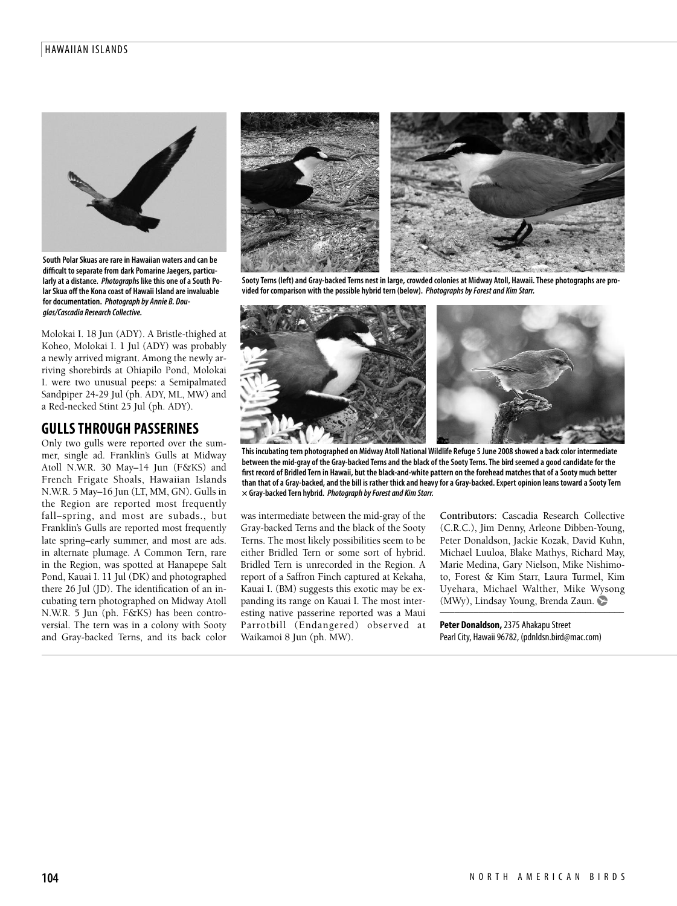South Polar Skuas are rare in Hawaiian waters and can be difficult to separate from dark Pomarine Jaegers, particularly at a distance. *Photographs like this one of a South Polar Skua off the Kona coast of Hawaii Island are invaluable for documentation. Photograph by Annie B. Douglas/Cascadia Research Collective.*

Sooty Terns (left) and Gray-backed Terns nest in large, crowded colonies at Midway Atoll, Hawaii. These photographs are provided for comparison with the possible hybrid tern (below). *Photographs by Forest and Kim Starr.*

This incubating tern photographed on Midway Atoll National Wildlife Refuge 5 June 2008 showed a back color intermediate between the mid-gray of the Gray-backed Terns and the black of the Sooty Terns. The bird seemed a good candidate for the first record of Bridled Tern in Hawaii, but the black-and-white pattern on the forehead matches that of a Sooty much better than that of a Gray-backed, and the bill is rather thick and heavy for a Gray-backed. Expert opinion leans toward a Sooty Tern × Gray-backed Tern hybrid. *Photograph by Forest and Kim Starr.*

Molokai I. 18 Jun (ADY). A Bristle-thighed at Koheo, Molokai I. 1 Jul (ADY) was probably a newly arrived migrant. Among the newly arriving shorebirds at Ohiapilo Pond, Molokai I. were two unusual peeps: a Semipalmated Sandpiper 24-29 Jul (ph. ADY, ML, MW) and a Red-necked Stint 25 Jul (ph. ADY).

## GULLS THROUGH PASSERINES

Only two gulls were reported over the summer, single ad. Franklin's Gulls at Midway Atoll N.W.R. 30 May–14 Jun (F&KS) and French Frigate Shoals, Hawaiian Islands N.W.R. 5 May–16 Jun (LT, MM, GN). Gulls in the Region are reported most frequently fall–spring, and most are subads., but Franklin's Gulls are reported most frequently late spring–early summer, and most are ads. in alternate plumage. A Common Tern, rare in the Region, was spotted at Hanapepe Salt Pond, Kauai I. 11 Jul (DK) and photographed there 26 Jul (JD). The identification of an incubating tern photographed on Midway Atoll N.W.R. 5 Jun (ph. F&KS) has been controversial. The tern was in a colony with Sooty and Gray-backed Terns, and its back color was intermediate between the mid-gray of the Gray-backed Terns and the black of the Sooty Terns. The most likely possibilities seem to be either Bridled Tern or some sort of hybrid. Bridled Tern is unrecorded in the Region. A report of a Saffron Finch captured at Kekaha, Kauai I. (BM) suggests this exotic may be expanding its range on Kauai I. The most interesting native passerine reported was a Maui Parrotbill (Endangered) observed at Waikamoi 8 Jun (ph. MW).

**Contributors**: Cascadia Research Collective (C.R.C.), Jim Denny, Arleone Dibben-Young, Peter Donaldson, Jackie Kozak, David Kuhn, Michael Luuloa, Blake Mathys, Richard May, Marie Medina, Gary Nielson, Mike Nishimoto, Forest & Kim Starr, Laura Turmel, Kim Uyehara, Michael Walther, Mike Wysong (MWy), Lindsay Young, Brenda Zaun.

**Peter Donaldson,** 2375 Ahakapu Street
Pearl City, Hawaii 96782, (pdnldsn.bird@mac.com)